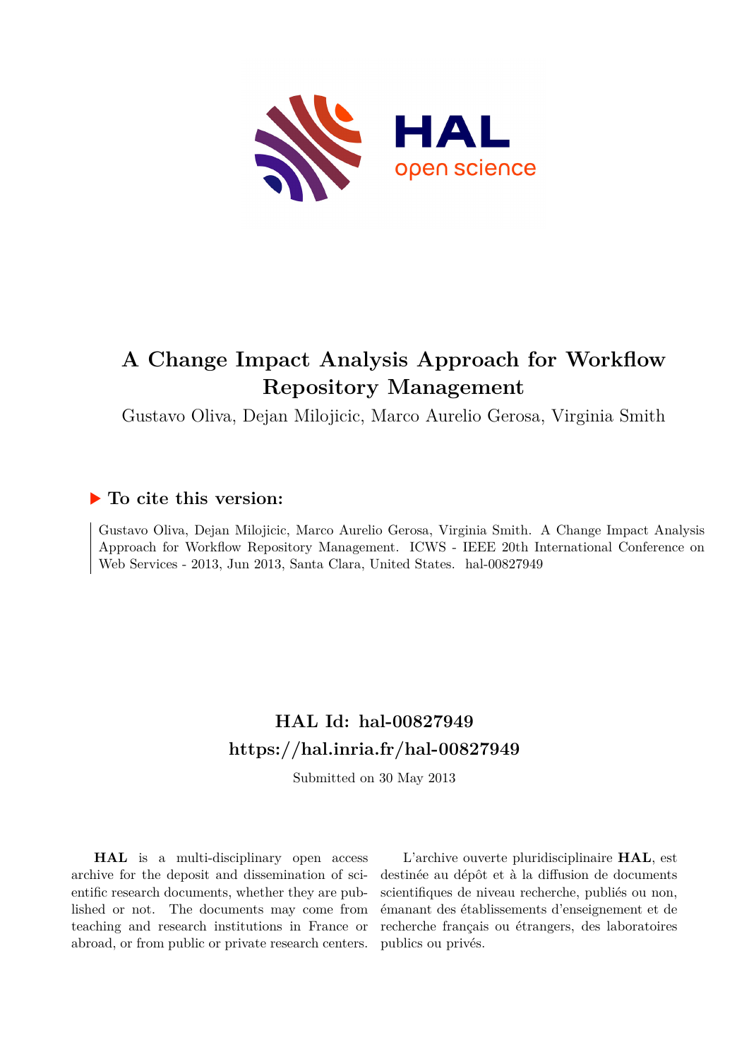# A Change Impact Analysis Approach for Workflow Repository Management

Gustavo Oliva, Dejan Milojicic, Marco Aurelio Gerosa, Virginia Smith

## ▶ To cite this version:

Gustavo Oliva, Dejan Milojicic, Marco Aurelio Gerosa, Virginia Smith. A Change Impact Analysis Approach for Workflow Repository Management. ICWS - IEEE 20th International Conference on Web Services - 2013, Jun 2013, Santa Clara, United States. hal-00827949

## HAL Id: hal-00827949
## https://hal.inria.fr/hal-00827949

Submitted on 30 May 2013

**HAL** is a multi-disciplinary open access archive for the deposit and dissemination of scientific research documents, whether they are published or not. The documents may come from teaching and research institutions in France or abroad, or from public or private research centers.

L'archive ouverte pluridisciplinaire **HAL**, est destinée au dépôt et à la diffusion de documents scientifiques de niveau recherche, publiés ou non, émanant des établissements d'enseignement et de recherche français ou étrangers, des laboratoires publics ou privés.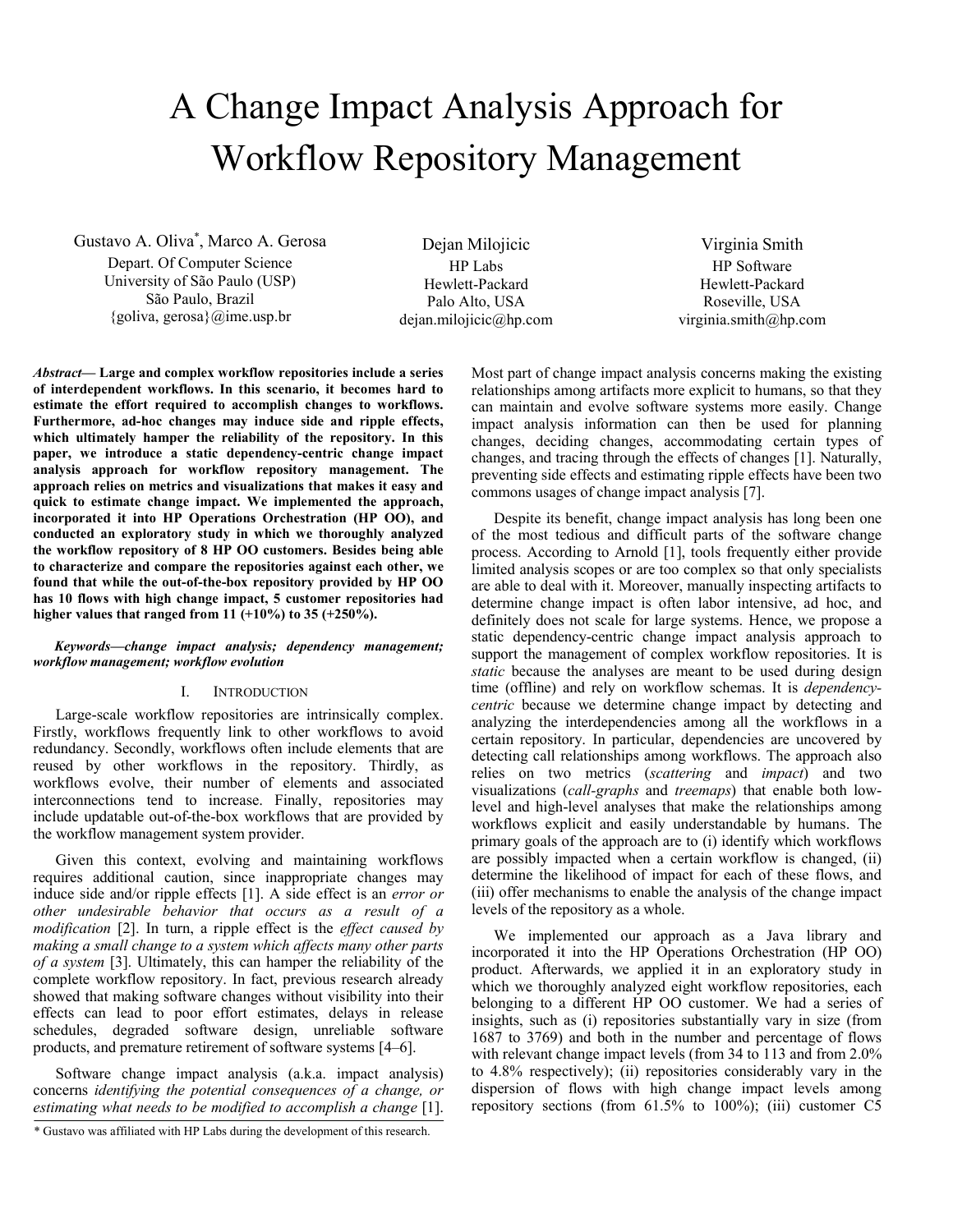# A Change Impact Analysis Approach for Workflow Repository Management

Gustavo A. Oliva[*], Marco A. Gerosa
Depart. Of Computer Science
University of São Paulo (USP)
São Paulo, Brazil
{goliva, gerosa}@ime.usp.br

Dejan Milojicic
HP Labs
Hewlett-Packard
Palo Alto, USA
dejan.milojicic@hp.com

Virginia Smith
HP Software
Hewlett-Packard
Roseville, USA
virginia.smith@hp.com

***Abstract*— Large and complex workflow repositories include a series of interdependent workflows. In this scenario, it becomes hard to estimate the effort required to accomplish changes to workflows. Furthermore, ad-hoc changes may induce side and ripple effects, which ultimately hamper the reliability of the repository. In this paper, we introduce a static dependency-centric change impact analysis approach for workflow repository management. The approach relies on metrics and visualizations that makes it easy and quick to estimate change impact. We implemented the approach, incorporated it into HP Operations Orchestration (HP OO), and conducted an exploratory study in which we thoroughly analyzed the workflow repository of 8 HP OO customers. Besides being able to characterize and compare the repositories against each other, we found that while the out-of-the-box repository provided by HP OO has 10 flows with high change impact, 5 customer repositories had higher values that ranged from 11 (+10%) to 35 (+250%).**

***Keywords—change impact analysis; dependency management; workflow management; workflow evolution***

## I. Introduction

Large-scale workflow repositories are intrinsically complex. Firstly, workflows frequently link to other workflows to avoid redundancy. Secondly, workflows often include elements that are reused by other workflows in the repository. Thirdly, as workflows evolve, their number of elements and associated interconnections tend to increase. Finally, repositories may include updatable out-of-the-box workflows that are provided by the workflow management system provider.

Given this context, evolving and maintaining workflows requires additional caution, since inappropriate changes may induce side and/or ripple effects [1]. A side effect is an *error or other undesirable behavior that occurs as a result of a modification* [2]. In turn, a ripple effect is the *effect caused by making a small change to a system which affects many other parts of a system* [3]. Ultimately, this can hamper the reliability of the complete workflow repository. In fact, previous research already showed that making software changes without visibility into their effects can lead to poor effort estimates, delays in release schedules, degraded software design, unreliable software products, and premature retirement of software systems [4–6].

Software change impact analysis (a.k.a. impact analysis) concerns *identifying the potential consequences of a change, or estimating what needs to be modified to accomplish a change* [1]. Most part of change impact analysis concerns making the existing relationships among artifacts more explicit to humans, so that they can maintain and evolve software systems more easily. Change impact analysis information can then be used for planning changes, deciding changes, accommodating certain types of changes, and tracing through the effects of changes [1]. Naturally, preventing side effects and estimating ripple effects have been two commons usages of change impact analysis [7].

Despite its benefit, change impact analysis has long been one of the most tedious and difficult parts of the software change process. According to Arnold [1], tools frequently either provide limited analysis scopes or are too complex so that only specialists are able to deal with it. Moreover, manually inspecting artifacts to determine change impact is often labor intensive, ad hoc, and definitely does not scale for large systems. Hence, we propose a static dependency-centric change impact analysis approach to support the management of complex workflow repositories. It is *static* because the analyses are meant to be used during design time (offline) and rely on workflow schemas. It is *dependency-centric* because we determine change impact by detecting and analyzing the interdependencies among all the workflows in a certain repository. In particular, dependencies are uncovered by detecting call relationships among workflows. The approach also relies on two metrics (*scattering* and *impact*) and two visualizations (*call-graphs* and *treemaps*) that enable both low-level and high-level analyses that make the relationships among workflows explicit and easily understandable by humans. The primary goals of the approach are to (i) identify which workflows are possibly impacted when a certain workflow is changed, (ii) determine the likelihood of impact for each of these flows, and (iii) offer mechanisms to enable the analysis of the change impact levels of the repository as a whole.

We implemented our approach as a Java library and incorporated it into the HP Operations Orchestration (HP OO) product. Afterwards, we applied it in an exploratory study in which we thoroughly analyzed eight workflow repositories, each belonging to a different HP OO customer. We had a series of insights, such as (i) repositories substantially vary in size (from 1687 to 3769) and both in the number and percentage of flows with relevant change impact levels (from 34 to 113 and from 2.0% to 4.8% respectively); (ii) repositories considerably vary in the dispersion of flows with high change impact levels among repository sections (from 61.5% to 100%); (iii) customer C5

[*] Gustavo was affiliated with HP Labs during the development of this research.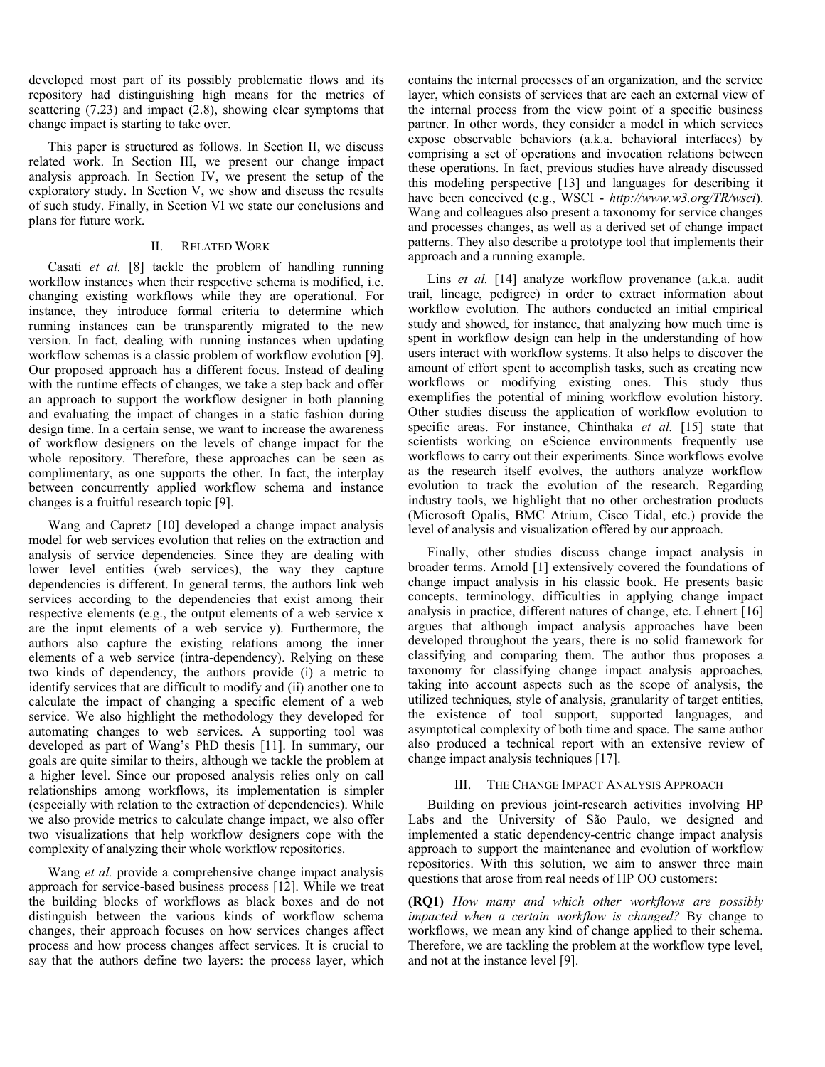developed most part of its possibly problematic flows and its repository had distinguishing high means for the metrics of scattering (7.23) and impact (2.8), showing clear symptoms that change impact is starting to take over.

This paper is structured as follows. In Section II, we discuss related work. In Section III, we present our change impact analysis approach. In Section IV, we present the setup of the exploratory study. In Section V, we show and discuss the results of such study. Finally, in Section VI we state our conclusions and plans for future work.

## II. Related Work

Casati *et al.* [8] tackle the problem of handling running workflow instances when their respective schema is modified, i.e. changing existing workflows while they are operational. For instance, they introduce formal criteria to determine which running instances can be transparently migrated to the new version. In fact, dealing with running instances when updating workflow schemas is a classic problem of workflow evolution [9]. Our proposed approach has a different focus. Instead of dealing with the runtime effects of changes, we take a step back and offer an approach to support the workflow designer in both planning and evaluating the impact of changes in a static fashion during design time. In a certain sense, we want to increase the awareness of workflow designers on the levels of change impact for the whole repository. Therefore, these approaches can be seen as complimentary, as one supports the other. In fact, the interplay between concurrently applied workflow schema and instance changes is a fruitful research topic [9].

Wang and Capretz [10] developed a change impact analysis model for web services evolution that relies on the extraction and analysis of service dependencies. Since they are dealing with lower level entities (web services), the way they capture dependencies is different. In general terms, the authors link web services according to the dependencies that exist among their respective elements (e.g., the output elements of a web service x are the input elements of a web service y). Furthermore, the authors also capture the existing relations among the inner elements of a web service (intra-dependency). Relying on these two kinds of dependency, the authors provide (i) a metric to identify services that are difficult to modify and (ii) another one to calculate the impact of changing a specific element of a web service. We also highlight the methodology they developed for automating changes to web services. A supporting tool was developed as part of Wang's PhD thesis [11]. In summary, our goals are quite similar to theirs, although we tackle the problem at a higher level. Since our proposed analysis relies only on call relationships among workflows, its implementation is simpler (especially with relation to the extraction of dependencies). While we also provide metrics to calculate change impact, we also offer two visualizations that help workflow designers cope with the complexity of analyzing their whole workflow repositories.

Wang *et al.* provide a comprehensive change impact analysis approach for service-based business process [12]. While we treat the building blocks of workflows as black boxes and do not distinguish between the various kinds of workflow schema changes, their approach focuses on how services changes affect process and how process changes affect services. It is crucial to say that the authors define two layers: the process layer, which contains the internal processes of an organization, and the service layer, which consists of services that are each an external view of the internal process from the view point of a specific business partner. In other words, they consider a model in which services expose observable behaviors (a.k.a. behavioral interfaces) by comprising a set of operations and invocation relations between these operations. In fact, previous studies have already discussed this modeling perspective [13] and languages for describing it have been conceived (e.g., WSCI - *http://www.w3.org/TR/wsci*). Wang and colleagues also present a taxonomy for service changes and processes changes, as well as a derived set of change impact patterns. They also describe a prototype tool that implements their approach and a running example.

Lins *et al.* [14] analyze workflow provenance (a.k.a. audit trail, lineage, pedigree) in order to extract information about workflow evolution. The authors conducted an initial empirical study and showed, for instance, that analyzing how much time is spent in workflow design can help in the understanding of how users interact with workflow systems. It also helps to discover the amount of effort spent to accomplish tasks, such as creating new workflows or modifying existing ones. This study thus exemplifies the potential of mining workflow evolution history. Other studies discuss the application of workflow evolution to specific areas. For instance, Chinthaka *et al.* [15] state that scientists working on eScience environments frequently use workflows to carry out their experiments. Since workflows evolve as the research itself evolves, the authors analyze workflow evolution to track the evolution of the research. Regarding industry tools, we highlight that no other orchestration products (Microsoft Opalis, BMC Atrium, Cisco Tidal, etc.) provide the level of analysis and visualization offered by our approach.

Finally, other studies discuss change impact analysis in broader terms. Arnold [1] extensively covered the foundations of change impact analysis in his classic book. He presents basic concepts, terminology, difficulties in applying change impact analysis in practice, different natures of change, etc. Lehnert [16] argues that although impact analysis approaches have been developed throughout the years, there is no solid framework for classifying and comparing them. The author thus proposes a taxonomy for classifying change impact analysis approaches, taking into account aspects such as the scope of analysis, the utilized techniques, style of analysis, granularity of target entities, the existence of tool support, supported languages, and asymptotical complexity of both time and space. The same author also produced a technical report with an extensive review of change impact analysis techniques [17].

## III. The Change Impact Analysis Approach

Building on previous joint-research activities involving HP Labs and the University of São Paulo, we designed and implemented a static dependency-centric change impact analysis approach to support the maintenance and evolution of workflow repositories. With this solution, we aim to answer three main questions that arose from real needs of HP OO customers:

**(RQ1)** *How many and which other workflows are possibly impacted when a certain workflow is changed?* By change to workflows, we mean any kind of change applied to their schema. Therefore, we are tackling the problem at the workflow type level, and not at the instance level [9].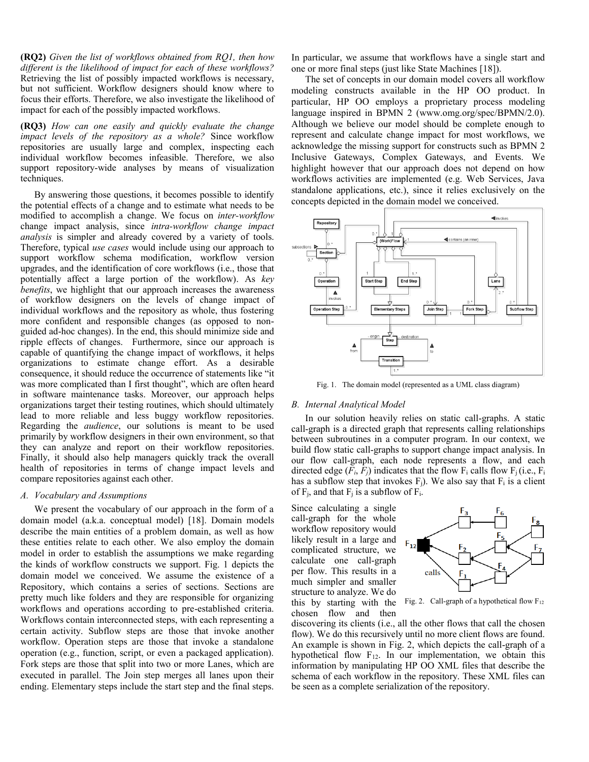**(RQ2)** *Given the list of workflows obtained from RQ1, then how different is the likelihood of impact for each of these workflows?* Retrieving the list of possibly impacted workflows is necessary, but not sufficient. Workflow designers should know where to focus their efforts. Therefore, we also investigate the likelihood of impact for each of the possibly impacted workflows.

**(RQ3)** *How can one easily and quickly evaluate the change impact levels of the repository as a whole?* Since workflow repositories are usually large and complex, inspecting each individual workflow becomes infeasible. Therefore, we also support repository-wide analyses by means of visualization techniques.

By answering those questions, it becomes possible to identify the potential effects of a change and to estimate what needs to be modified to accomplish a change. We focus on *inter-workflow* change impact analysis, since *intra-workflow change impact analysis* is simpler and already covered by a variety of tools. Therefore, typical *use cases* would include using our approach to support workflow schema modification, workflow version upgrades, and the identification of core workflows (i.e., those that potentially affect a large portion of the workflow). As *key benefits*, we highlight that our approach increases the awareness of workflow designers on the levels of change impact of individual workflows and the repository as whole, thus fostering more confident and responsible changes (as opposed to non-guided ad-hoc changes). In the end, this should minimize side and ripple effects of changes. Furthermore, since our approach is capable of quantifying the change impact of workflows, it helps organizations to estimate change effort. As a desirable consequence, it should reduce the occurrence of statements like "it was more complicated than I first thought", which are often heard in software maintenance tasks. Moreover, our approach helps organizations target their testing routines, which should ultimately lead to more reliable and less buggy workflow repositories. Regarding the *audience*, our solutions is meant to be used primarily by workflow designers in their own environment, so that they can analyze and report on their workflow repositories. Finally, it should also help managers quickly track the overall health of repositories in terms of change impact levels and compare repositories against each other.

### *A. Vocabulary and Assumptions*

We present the vocabulary of our approach in the form of a domain model (a.k.a. conceptual model) [18]. Domain models describe the main entities of a problem domain, as well as how these entities relate to each other. We also employ the domain model in order to establish the assumptions we make regarding the kinds of workflow constructs we support. Fig. 1 depicts the domain model we conceived. We assume the existence of a Repository, which contains a series of sections. Sections are pretty much like folders and they are responsible for organizing workflows and operations according to pre-established criteria. Workflows contain interconnected steps, with each representing a certain activity. Subflow steps are those that invoke another workflow. Operation steps are those that invoke a standalone operation (e.g., function, script, or even a packaged application). Fork steps are those that split into two or more Lanes, which are executed in parallel. The Join step merges all lanes upon their ending. Elementary steps include the start step and the final steps. In particular, we assume that workflows have a single start and one or more final steps (just like State Machines [18]).

The set of concepts in our domain model covers all workflow modeling constructs available in the HP OO product. In particular, HP OO employs a proprietary process modeling language inspired in BPMN 2 (www.omg.org/spec/BPMN/2.0). Although we believe our model should be complete enough to represent and calculate change impact for most workflows, we acknowledge the missing support for constructs such as BPMN 2 Inclusive Gateways, Complex Gateways, and Events. We highlight however that our approach does not depend on how workflows activities are implemented (e.g. Web Services, Java standalone applications, etc.), since it relies exclusively on the concepts depicted in the domain model we conceived.

Fig. 1. The domain model (represented as a UML class diagram)

### *B. Internal Analytical Model*

In our solution heavily relies on static call-graphs. A static call-graph is a directed graph that represents calling relationships between subroutines in a computer program. In our context, we build flow static call-graphs to support change impact analysis. In our flow call-graph, each node represents a flow, and each directed edge ($F_i$, $F_j$) indicates that the flow $F_i$ calls flow $F_j$ (i.e., $F_i$ has a subflow step that invokes $F_j$). We also say that $F_i$ is a client of $F_j$, and that $F_j$ is a subflow of $F_i$.

Since calculating a single call-graph for the whole workflow repository would likely result in a large and complicated structure, we calculate one call-graph per flow. This results in a much simpler and smaller structure to analyze. We do this by starting with the chosen flow and then discovering its clients (i.e., all the other flows that call the chosen flow). We do this recursively until no more client flows are found. An example is shown in Fig. 2, which depicts the call-graph of a hypothetical flow $F_{12}$. In our implementation, we obtain this information by manipulating HP OO XML files that describe the schema of each workflow in the repository. These XML files can be seen as a complete serialization of the repository.

Fig. 2. Call-graph of a hypothetical flow $F_{12}$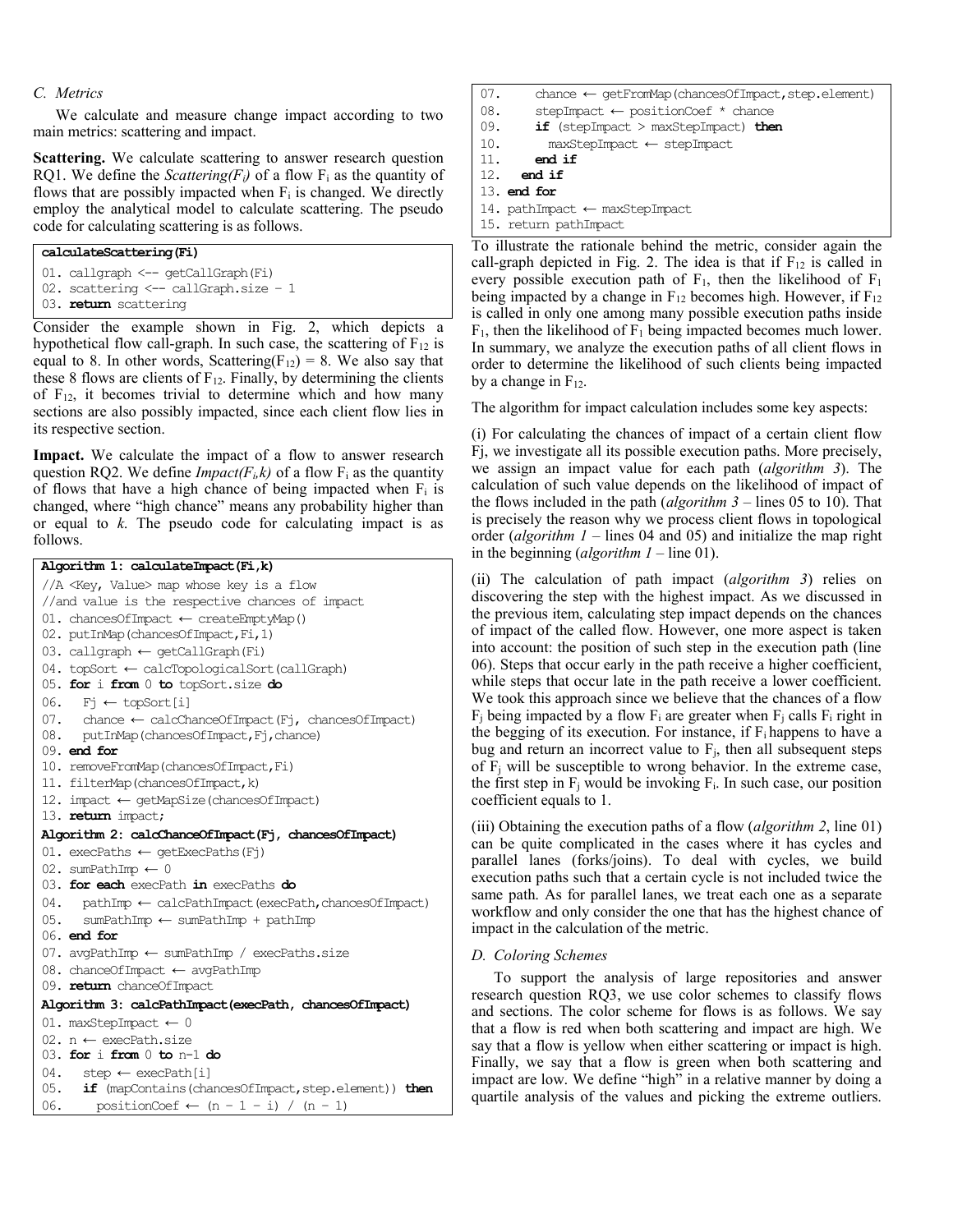### C. Metrics

We calculate and measure change impact according to two main metrics: scattering and impact.

**Scattering.** We calculate scattering to answer research question RQ1. We define the *Scattering($F_i$)* of a flow $F_i$ as the quantity of flows that are possibly impacted when $F_i$ is changed. We directly employ the analytical model to calculate scattering. The pseudo code for calculating scattering is as follows.

```
calculateScattering(Fi)
01. callgraph <-- getCallGraph(Fi)
02. scattering <-- callGraph.size - 1
03. return scattering
```

Consider the example shown in Fig. 2, which depicts a hypothetical flow call-graph. In such case, the scattering of $F_{12}$ is equal to 8. In other words, Scattering($F_{12}$) = 8. We also say that these 8 flows are clients of $F_{12}$. Finally, by determining the clients of $F_{12}$, it becomes trivial to determine which and how many sections are also possibly impacted, since each client flow lies in its respective section.

**Impact.** We calculate the impact of a flow to answer research question RQ2. We define *Impact($F_i$,k)* of a flow $F_i$ as the quantity of flows that have a high chance of being impacted when $F_i$ is changed, where "high chance" means any probability higher than or equal to *k*. The pseudo code for calculating impact is as follows.

```
Algorithm 1: calculateImpact(Fi,k)
//A <Key, Value> map whose key is a flow
//and value is the respective chances of impact
01. chancesOfImpact ← createEmptyMap()
02. putInMap(chancesOfImpact,Fi,1)
03. callgraph ← getCallGraph(Fi)
04. topSort ← calcTopologicalSort(callGraph)
05. for i from 0 to topSort.size do
06.   Fj ← topSort[i]
07.   chance ← calcChanceOfImpact(Fj, chancesOfImpact)
08.   putInMap(chancesOfImpact,Fj,chance)
09. end for
10. removeFromMap(chancesOfImpact,Fi)
11. filterMap(chancesOfImpact,k)
12. impact ← getMapSize(chancesOfImpact)
13. return impact;
Algorithm 2: calcChanceOfImpact(Fj, chancesOfImpact)
01. execPaths ← getExecPaths(Fj)
02. sumPathImp ← 0
03. for each execPath in execPaths do
04.   pathImp ← calcPathImpact(execPath,chancesOfImpact)
05.   sumPathImp ← sumPathImp + pathImp
06. end for
07. avgPathImp ← sumPathImp / execPaths.size
08. chanceOfImpact ← avgPathImp
09. return chanceOfImpact
Algorithm 3: calcPathImpact(execPath, chancesOfImpact)
01. maxStepImpact ← 0
02. n ← execPath.size
03. for i from 0 to n-1 do
04.   step ← execPath[i]
05.   if (mapContains(chancesOfImpact,step.element)) then
06.     positionCoef ← (n - 1 - i) / (n - 1)
07.     chance ← getFromMap(chancesOfImpact,step.element)
08.     stepImpact ← positionCoef * chance
09.     if (stepImpact > maxStepImpact) then
10.       maxStepImpact ← stepImpact
11.     end if
12.   end if
13. end for
14. pathImpact ← maxStepImpact
15. return pathImpact
```

To illustrate the rationale behind the metric, consider again the call-graph depicted in Fig. 2. The idea is that if $F_{12}$ is called in every possible execution path of $F_1$, then the likelihood of $F_1$ being impacted by a change in $F_{12}$ becomes high. However, if $F_{12}$ is called in only one among many possible execution paths inside $F_1$, then the likelihood of $F_1$ being impacted becomes much lower. In summary, we analyze the execution paths of all client flows in order to determine the likelihood of such clients being impacted by a change in $F_{12}$.

The algorithm for impact calculation includes some key aspects:

(i) For calculating the chances of impact of a certain client flow Fj, we investigate all its possible execution paths. More precisely, we assign an impact value for each path (*algorithm 3*). The calculation of such value depends on the likelihood of impact of the flows included in the path (*algorithm 3* – lines 05 to 10). That is precisely the reason why we process client flows in topological order (*algorithm 1* – lines 04 and 05) and initialize the map right in the beginning (*algorithm 1* – line 01).

(ii) The calculation of path impact (*algorithm 3*) relies on discovering the step with the highest impact. As we discussed in the previous item, calculating step impact depends on the chances of impact of the called flow. However, one more aspect is taken into account: the position of such step in the execution path (line 06). Steps that occur early in the path receive a higher coefficient, while steps that occur late in the path receive a lower coefficient. We took this approach since we believe that the chances of a flow $F_j$ being impacted by a flow $F_i$ are greater when $F_j$ calls $F_i$ right in the begging of its execution. For instance, if $F_i$ happens to have a bug and return an incorrect value to $F_j$, then all subsequent steps of $F_j$ will be susceptible to wrong behavior. In the extreme case, the first step in $F_j$ would be invoking $F_i$. In such case, our position coefficient equals to 1.

(iii) Obtaining the execution paths of a flow (*algorithm 2*, line 01) can be quite complicated in the cases where it has cycles and parallel lanes (forks/joins). To deal with cycles, we build execution paths such that a certain cycle is not included twice the same path. As for parallel lanes, we treat each one as a separate workflow and only consider the one that has the highest chance of impact in the calculation of the metric.

### D. Coloring Schemes

To support the analysis of large repositories and answer research question RQ3, we use color schemes to classify flows and sections. The color scheme for flows is as follows. We say that a flow is red when both scattering and impact are high. We say that a flow is yellow when either scattering or impact is high. Finally, we say that a flow is green when both scattering and impact are low. We define "high" in a relative manner by doing a quartile analysis of the values and picking the extreme outliers.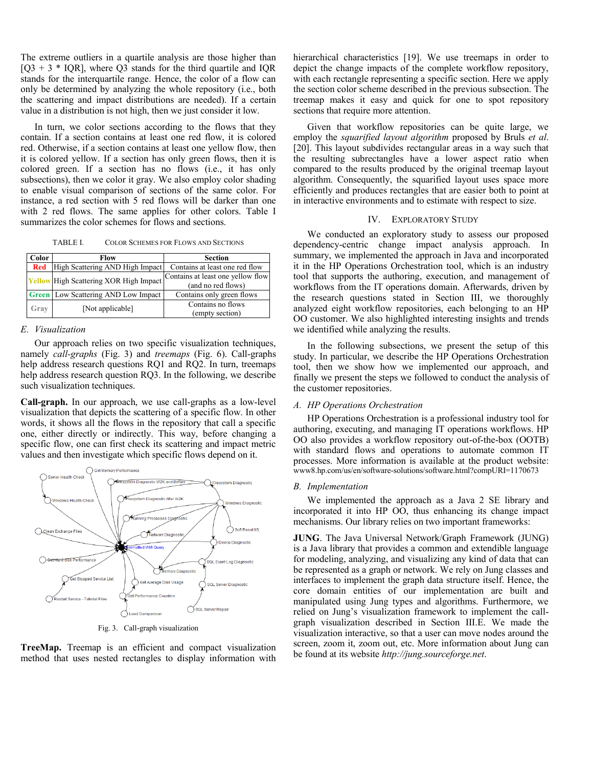The extreme outliers in a quartile analysis are those higher than [Q3 + 3 * IQR], where Q3 stands for the third quartile and IQR stands for the interquartile range. Hence, the color of a flow can only be determined by analyzing the whole repository (i.e., both the scattering and impact distributions are needed). If a certain value in a distribution is not high, then we just consider it low.

In turn, we color sections according to the flows that they contain. If a section contains at least one red flow, it is colored red. Otherwise, if a section contains at least one yellow flow, then it is colored yellow. If a section has only green flows, then it is colored green. If a section has no flows (i.e., it has only subsections), then we color it gray. We also employ color shading to enable visual comparison of sections of the same color. For instance, a red section with 5 red flows will be darker than one with 2 red flows. The same applies for other colors. Table I summarizes the color schemes for flows and sections.

TABLE I. COLOR SCHEMES FOR FLOWS AND SECTIONS

| Color | Flow | Section |
|---|---|---|
| Red | High Scattering AND High Impact | Contains at least one red flow |
| Yellow | High Scattering XOR High Impact | Contains at least one yellow flow (and no red flows) |
| Green | Low Scattering AND Low Impact | Contains only green flows |
| Gray | [Not applicable] | Contains no flows (empty section) |

### E. *Visualization*

Our approach relies on two specific visualization techniques, namely *call-graphs* (Fig. 3) and *treemaps* (Fig. 6). Call-graphs help address research questions RQ1 and RQ2. In turn, treemaps help address research question RQ3. In the following, we describe such visualization techniques.

**Call-graph.** In our approach, we use call-graphs as a low-level visualization that depicts the scattering of a specific flow. In other words, it shows all the flows in the repository that call a specific one, either directly or indirectly. This way, before changing a specific flow, one can first check its scattering and impact metric values and then investigate which specific flows depend on it.

Fig. 3. Call-graph visualization

**TreeMap.** Treemap is an efficient and compact visualization method that uses nested rectangles to display information with hierarchical characteristics [19]. We use treemaps in order to depict the change impacts of the complete workflow repository, with each rectangle representing a specific section. Here we apply the section color scheme described in the previous subsection. The treemap makes it easy and quick for one to spot repository sections that require more attention.

Given that workflow repositories can be quite large, we employ the *squarified layout algorithm* proposed by Bruls *et al.* [20]. This layout subdivides rectangular areas in a way such that the resulting subrectangles have a lower aspect ratio when compared to the results produced by the original treemap layout algorithm. Consequently, the squarified layout uses space more efficiently and produces rectangles that are easier both to point at in interactive environments and to estimate with respect to size.

## IV. EXPLORATORY STUDY

We conducted an exploratory study to assess our proposed dependency-centric change impact analysis approach. In summary, we implemented the approach in Java and incorporated it in the HP Operations Orchestration tool, which is an industry tool that supports the authoring, execution, and management of workflows from the IT operations domain. Afterwards, driven by the research questions stated in Section III, we thoroughly analyzed eight workflow repositories, each belonging to an HP OO customer. We also highlighted interesting insights and trends we identified while analyzing the results.

In the following subsections, we present the setup of this study. In particular, we describe the HP Operations Orchestration tool, then we show how we implemented our approach, and finally we present the steps we followed to conduct the analysis of the customer repositories.

### A. *HP Operations Orchestration*

HP Operations Orchestration is a professional industry tool for authoring, executing, and managing IT operations workflows. HP OO also provides a workflow repository out-of-the-box (OOTB) with standard flows and operations to automate common IT processes. More information is available at the product website: www8.hp.com/us/en/software-solutions/software.html?compURI=1170673

### B. *Implementation*

We implemented the approach as a Java 2 SE library and incorporated it into HP OO, thus enhancing its change impact mechanisms. Our library relies on two important frameworks:

**JUNG**. The Java Universal Network/Graph Framework (JUNG) is a Java library that provides a common and extendible language for modeling, analyzing, and visualizing any kind of data that can be represented as a graph or network. We rely on Jung classes and interfaces to implement the graph data structure itself. Hence, the core domain entities of our implementation are built and manipulated using Jung types and algorithms. Furthermore, we relied on Jung's visualization framework to implement the call-graph visualization described in Section III.E. We made the visualization interactive, so that a user can move nodes around the screen, zoom it, zoom out, etc. More information about Jung can be found at its website *http://jung.sourceforge.net*.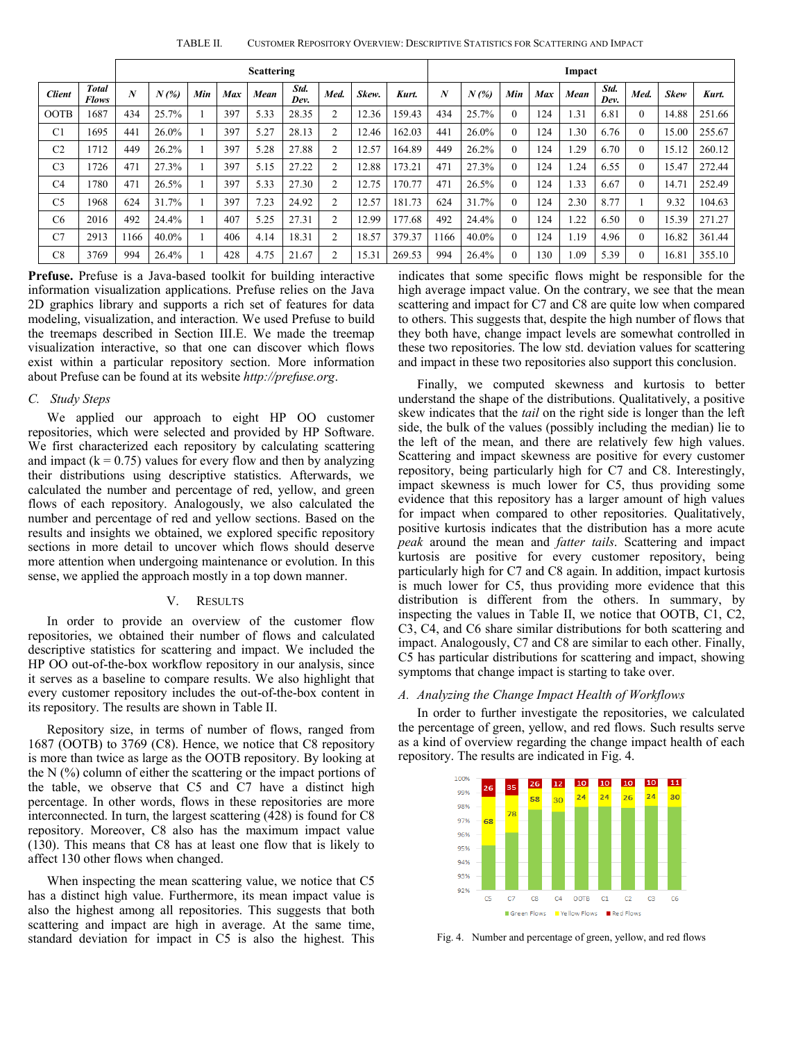TABLE II. CUSTOMER REPOSITORY OVERVIEW: DESCRIPTIVE STATISTICS FOR SCATTERING AND IMPACT

| | | Scattering | | | | | | | | | Impact | | | | | | | | |
|---|---|---|---|---|---|---|---|---|---|---|---|---|---|---|---|---|---|---|---|
| *Client* | *Total Flows* | *N* | *N (%)* | *Min* | *Max* | *Mean* | *Std. Dev.* | *Med.* | *Skew.* | *Kurt.* | *N* | *N (%)* | *Min* | *Max* | *Mean* | *Std. Dev.* | *Med.* | *Skew* | *Kurt.* |
| OOTB | 1687 | 434 | 25.7% | 1 | 397 | 5.33 | 28.35 | 2 | 12.36 | 159.43 | 434 | 25.7% | 0 | 124 | 1.31 | 6.81 | 0 | 14.88 | 251.66 |
| C1 | 1695 | 441 | 26.0% | 1 | 397 | 5.27 | 28.13 | 2 | 12.46 | 162.03 | 441 | 26.0% | 0 | 124 | 1.30 | 6.76 | 0 | 15.00 | 255.67 |
| C2 | 1712 | 449 | 26.2% | 1 | 397 | 5.28 | 27.88 | 2 | 12.57 | 164.89 | 449 | 26.2% | 0 | 124 | 1.29 | 6.70 | 0 | 15.12 | 260.12 |
| C3 | 1726 | 471 | 27.3% | 1 | 397 | 5.15 | 27.22 | 2 | 12.88 | 173.21 | 471 | 27.3% | 0 | 124 | 1.24 | 6.55 | 0 | 15.47 | 272.44 |
| C4 | 1780 | 471 | 26.5% | 1 | 397 | 5.33 | 27.30 | 2 | 12.75 | 170.77 | 471 | 26.5% | 0 | 124 | 1.33 | 6.67 | 0 | 14.71 | 252.49 |
| C5 | 1968 | 624 | 31.7% | 1 | 397 | 7.23 | 24.92 | 2 | 12.57 | 181.73 | 624 | 31.7% | 0 | 124 | 2.30 | 8.77 | 1 | 9.32 | 104.63 |
| C6 | 2016 | 492 | 24.4% | 1 | 407 | 5.25 | 27.31 | 2 | 12.99 | 177.68 | 492 | 24.4% | 0 | 124 | 1.22 | 6.50 | 0 | 15.39 | 271.27 |
| C7 | 2913 | 1166 | 40.0% | 1 | 406 | 4.14 | 18.31 | 2 | 18.57 | 379.37 | 1166 | 40.0% | 0 | 124 | 1.19 | 4.96 | 0 | 16.82 | 361.44 |
| C8 | 3769 | 994 | 26.4% | 1 | 428 | 4.75 | 21.67 | 2 | 15.31 | 269.53 | 994 | 26.4% | 0 | 130 | 1.09 | 5.39 | 0 | 16.81 | 355.10 |

**Prefuse.** Prefuse is a Java-based toolkit for building interactive information visualization applications. Prefuse relies on the Java 2D graphics library and supports a rich set of features for data modeling, visualization, and interaction. We used Prefuse to build the treemaps described in Section III.E. We made the treemap visualization interactive, so that one can discover which flows exist within a particular repository section. More information about Prefuse can be found at its website *http://prefuse.org*.

### *C. Study Steps*

We applied our approach to eight HP OO customer repositories, which were selected and provided by HP Software. We first characterized each repository by calculating scattering and impact (k = 0.75) values for every flow and then by analyzing their distributions using descriptive statistics. Afterwards, we calculated the number and percentage of red, yellow, and green flows of each repository. Analogously, we also calculated the number and percentage of red and yellow sections. Based on the results and insights we obtained, we explored specific repository sections in more detail to uncover which flows should deserve more attention when undergoing maintenance or evolution. In this sense, we applied the approach mostly in a top down manner.

## V. RESULTS

In order to provide an overview of the customer flow repositories, we obtained their number of flows and calculated descriptive statistics for scattering and impact. We included the HP OO out-of-the-box workflow repository in our analysis, since it serves as a baseline to compare results. We also highlight that every customer repository includes the out-of-the-box content in its repository. The results are shown in Table II.

Repository size, in terms of number of flows, ranged from 1687 (OOTB) to 3769 (C8). Hence, we notice that C8 repository is more than twice as large as the OOTB repository. By looking at the N (%) column of either the scattering or the impact portions of the table, we observe that C5 and C7 have a distinct high percentage. In other words, flows in these repositories are more interconnected. In turn, the largest scattering (428) is found for C8 repository. Moreover, C8 also has the maximum impact value (130). This means that C8 has at least one flow that is likely to affect 130 other flows when changed.

When inspecting the mean scattering value, we notice that C5 has a distinct high value. Furthermore, its mean impact value is also the highest among all repositories. This suggests that both scattering and impact are high in average. At the same time, standard deviation for impact in C5 is also the highest. This indicates that some specific flows might be responsible for the high average impact value. On the contrary, we see that the mean scattering and impact for C7 and C8 are quite low when compared to others. This suggests that, despite the high number of flows that they both have, change impact levels are somewhat controlled in these two repositories. The low std. deviation values for scattering and impact in these two repositories also support this conclusion.

Finally, we computed skewness and kurtosis to better understand the shape of the distributions. Qualitatively, a positive skew indicates that the *tail* on the right side is longer than the left side, the bulk of the values (possibly including the median) lie to the left of the mean, and there are relatively few high values. Scattering and impact skewness are positive for every customer repository, being particularly high for C7 and C8. Interestingly, impact skewness is much lower for C5, thus providing some evidence that this repository has a larger amount of high values for impact when compared to other repositories. Qualitatively, positive kurtosis indicates that the distribution has a more acute *peak* around the mean and *fatter tails*. Scattering and impact kurtosis are positive for every customer repository, being particularly high for C7 and C8 again. In addition, impact kurtosis is much lower for C5, thus providing more evidence that this distribution is different from the others. In summary, by inspecting the values in Table II, we notice that OOTB, C1, C2, C3, C4, and C6 share similar distributions for both scattering and impact. Analogously, C7 and C8 are similar to each other. Finally, C5 has particular distributions for scattering and impact, showing symptoms that change impact is starting to take over.

### *A. Analyzing the Change Impact Health of Workflows*

In order to further investigate the repositories, we calculated the percentage of green, yellow, and red flows. Such results serve as a kind of overview regarding the change impact health of each repository. The results are indicated in Fig. 4.

Fig. 4. Number and percentage of green, yellow, and red flows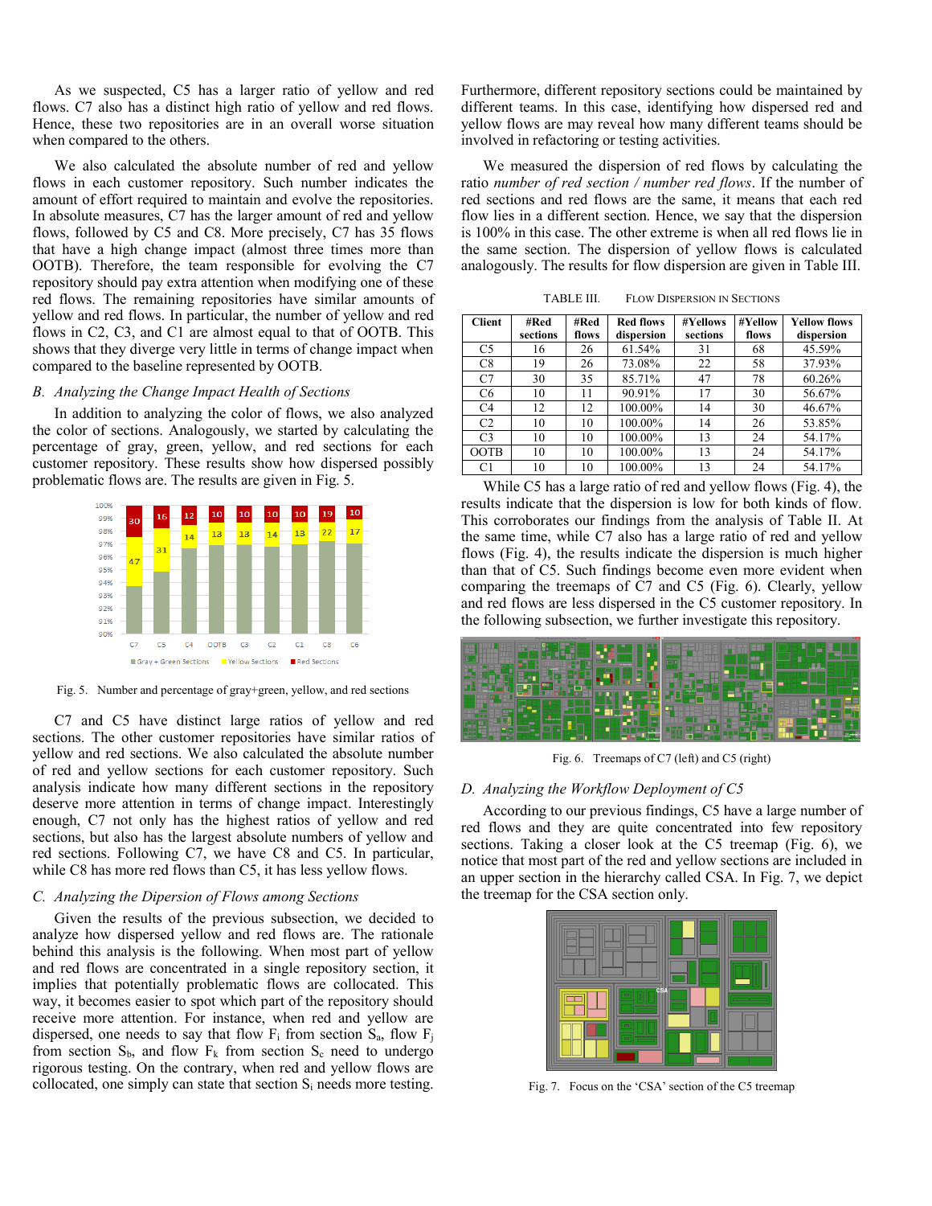As we suspected, C5 has a larger ratio of yellow and red flows. C7 also has a distinct high ratio of yellow and red flows. Hence, these two repositories are in an overall worse situation when compared to the others.

We also calculated the absolute number of red and yellow flows in each customer repository. Such number indicates the amount of effort required to maintain and evolve the repositories. In absolute measures, C7 has the larger amount of red and yellow flows, followed by C5 and C8. More precisely, C7 has 35 flows that have a high change impact (almost three times more than OOTB). Therefore, the team responsible for evolving the C7 repository should pay extra attention when modifying one of these red flows. The remaining repositories have similar amounts of yellow and red flows. In particular, the number of yellow and red flows in C2, C3, and C1 are almost equal to that of OOTB. This shows that they diverge very little in terms of change impact when compared to the baseline represented by OOTB.

### *B. Analyzing the Change Impact Health of Sections*

In addition to analyzing the color of flows, we also analyzed the color of sections. Analogously, we started by calculating the percentage of gray, green, yellow, and red sections for each customer repository. These results show how dispersed possibly problematic flows are. The results are given in Fig. 5.

Fig. 5. Number and percentage of gray+green, yellow, and red sections

C7 and C5 have distinct large ratios of yellow and red sections. The other customer repositories have similar ratios of yellow and red sections. We also calculated the absolute number of red and yellow sections for each customer repository. Such analysis indicate how many different sections in the repository deserve more attention in terms of change impact. Interestingly enough, C7 not only has the highest ratios of yellow and red sections, but also has the largest absolute numbers of yellow and red sections. Following C7, we have C8 and C5. In particular, while C8 has more red flows than C5, it has less yellow flows.

### *C. Analyzing the Dipersion of Flows among Sections*

Given the results of the previous subsection, we decided to analyze how dispersed yellow and red flows are. The rationale behind this analysis is the following. When most part of yellow and red flows are concentrated in a single repository section, it implies that potentially problematic flows are collocated. This way, it becomes easier to spot which part of the repository should receive more attention. For instance, when red and yellow are dispersed, one needs to say that flow $F_i$ from section $S_a$, flow $F_j$ from section $S_b$, and flow $F_k$ from section $S_c$ need to undergo rigorous testing. On the contrary, when red and yellow flows are collocated, one simply can state that section $S_i$ needs more testing. Furthermore, different repository sections could be maintained by different teams. In this case, identifying how dispersed red and yellow flows are may reveal how many different teams should be involved in refactoring or testing activities.

We measured the dispersion of red flows by calculating the ratio *number of red section / number red flows*. If the number of red sections and red flows are the same, it means that each red flow lies in a different section. Hence, we say that the dispersion is 100% in this case. The other extreme is when all red flows lie in the same section. The dispersion of yellow flows is calculated analogously. The results for flow dispersion are given in Table III.

TABLE III. FLOW DISPERSION IN SECTIONS

| Client | #Red sections | #Red flows | Red flows dispersion | #Yellows sections | #Yellow flows | Yellow flows dispersion |
|---|---|---|---|---|---|---|
| C5 | 16 | 26 | 61.54% | 31 | 68 | 45.59% |
| C8 | 19 | 26 | 73.08% | 22 | 58 | 37.93% |
| C7 | 30 | 35 | 85.71% | 47 | 78 | 60.26% |
| C6 | 10 | 11 | 90.91% | 17 | 30 | 56.67% |
| C4 | 12 | 12 | 100.00% | 14 | 30 | 46.67% |
| C2 | 10 | 10 | 100.00% | 14 | 26 | 53.85% |
| C3 | 10 | 10 | 100.00% | 13 | 24 | 54.17% |
| OOTB | 10 | 10 | 100.00% | 13 | 24 | 54.17% |
| C1 | 10 | 10 | 100.00% | 13 | 24 | 54.17% |

While C5 has a large ratio of red and yellow flows (Fig. 4), the results indicate that the dispersion is low for both kinds of flow. This corroborates our findings from the analysis of Table II. At the same time, while C7 also has a large ratio of red and yellow flows (Fig. 4), the results indicate the dispersion is much higher than that of C5. Such findings become even more evident when comparing the treemaps of C7 and C5 (Fig. 6). Clearly, yellow and red flows are less dispersed in the C5 customer repository. In the following subsection, we further investigate this repository.

Fig. 6. Treemaps of C7 (left) and C5 (right)

### *D. Analyzing the Workflow Deployment of C5*

According to our previous findings, C5 have a large number of red flows and they are quite concentrated into few repository sections. Taking a closer look at the C5 treemap (Fig. 6), we notice that most part of the red and yellow sections are included in an upper section in the hierarchy called CSA. In Fig. 7, we depict the treemap for the CSA section only.

Fig. 7. Focus on the 'CSA' section of the C5 treemap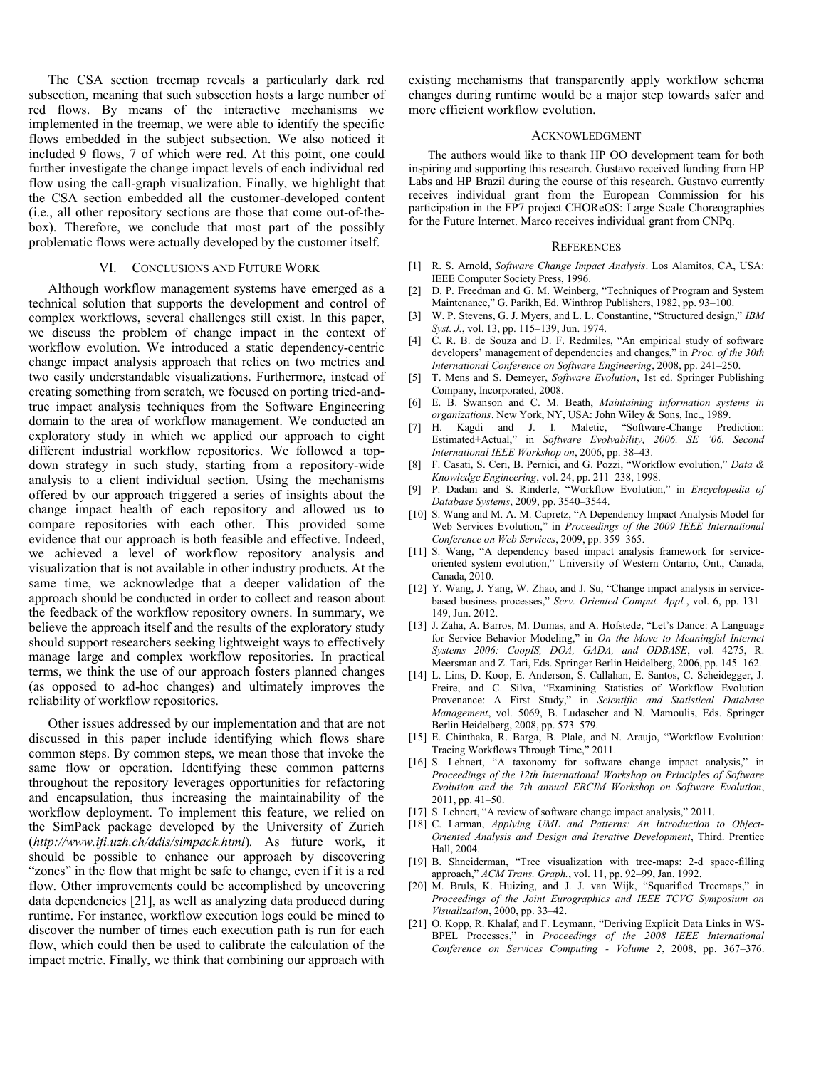The CSA section treemap reveals a particularly dark red subsection, meaning that such subsection hosts a large number of red flows. By means of the interactive mechanisms we implemented in the treemap, we were able to identify the specific flows embedded in the subject subsection. We also noticed it included 9 flows, 7 of which were red. At this point, one could further investigate the change impact levels of each individual red flow using the call-graph visualization. Finally, we highlight that the CSA section embedded all the customer-developed content (i.e., all other repository sections are those that come out-of-the-box). Therefore, we conclude that most part of the possibly problematic flows were actually developed by the customer itself.

## VI. Conclusions and Future Work

Although workflow management systems have emerged as a technical solution that supports the development and control of complex workflows, several challenges still exist. In this paper, we discuss the problem of change impact in the context of workflow evolution. We introduced a static dependency-centric change impact analysis approach that relies on two metrics and two easily understandable visualizations. Furthermore, instead of creating something from scratch, we focused on porting tried-and-true impact analysis techniques from the Software Engineering domain to the area of workflow management. We conducted an exploratory study in which we applied our approach to eight different industrial workflow repositories. We followed a top-down strategy in such study, starting from a repository-wide analysis to a client individual section. Using the mechanisms offered by our approach triggered a series of insights about the change impact health of each repository and allowed us to compare repositories with each other. This provided some evidence that our approach is both feasible and effective. Indeed, we achieved a level of workflow repository analysis and visualization that is not available in other industry products. At the same time, we acknowledge that a deeper validation of the approach should be conducted in order to collect and reason about the feedback of the workflow repository owners. In summary, we believe the approach itself and the results of the exploratory study should support researchers seeking lightweight ways to effectively manage large and complex workflow repositories. In practical terms, we think the use of our approach fosters planned changes (as opposed to ad-hoc changes) and ultimately improves the reliability of workflow repositories.

Other issues addressed by our implementation and that are not discussed in this paper include identifying which flows share common steps. By common steps, we mean those that invoke the same flow or operation. Identifying these common patterns throughout the repository leverages opportunities for refactoring and encapsulation, thus increasing the maintainability of the workflow deployment. To implement this feature, we relied on the SimPack package developed by the University of Zurich (*http://www.ifi.uzh.ch/ddis/simpack.html*). As future work, it should be possible to enhance our approach by discovering "zones" in the flow that might be safe to change, even if it is a red flow. Other improvements could be accomplished by uncovering data dependencies [21], as well as analyzing data produced during runtime. For instance, workflow execution logs could be mined to discover the number of times each execution path is run for each flow, which could then be used to calibrate the calculation of the impact metric. Finally, we think that combining our approach with existing mechanisms that transparently apply workflow schema changes during runtime would be a major step towards safer and more efficient workflow evolution.

## Acknowledgment

The authors would like to thank HP OO development team for both inspiring and supporting this research. Gustavo received funding from HP Labs and HP Brazil during the course of this research. Gustavo currently receives individual grant from the European Commission for his participation in the FP7 project CHOReOS: Large Scale Choreographies for the Future Internet. Marco receives individual grant from CNPq.

## References

[1] R. S. Arnold, *Software Change Impact Analysis*. Los Alamitos, CA, USA: IEEE Computer Society Press, 1996.

[2] D. P. Freedman and G. M. Weinberg, "Techniques of Program and System Maintenance," G. Parikh, Ed. Winthrop Publishers, 1982, pp. 93–100.

[3] W. P. Stevens, G. J. Myers, and L. L. Constantine, "Structured design," *IBM Syst. J.*, vol. 13, pp. 115–139, Jun. 1974.

[4] C. R. B. de Souza and D. F. Redmiles, "An empirical study of software developers' management of dependencies and changes," in *Proc. of the 30th International Conference on Software Engineering*, 2008, pp. 241–250.

[5] T. Mens and S. Demeyer, *Software Evolution*, 1st ed. Springer Publishing Company, Incorporated, 2008.

[6] E. B. Swanson and C. M. Beath, *Maintaining information systems in organizations*. New York, NY, USA: John Wiley & Sons, Inc., 1989.

[7] H. Kagdi and J. I. Maletic, "Software-Change Prediction: Estimated+Actual," in *Software Evolvability, 2006. SE '06. Second International IEEE Workshop on*, 2006, pp. 38–43.

[8] F. Casati, S. Ceri, B. Pernici, and G. Pozzi, "Workflow evolution," *Data & Knowledge Engineering*, vol. 24, pp. 211–238, 1998.

[9] P. Dadam and S. Rinderle, "Workflow Evolution," in *Encyclopedia of Database Systems*, 2009, pp. 3540–3544.

[10] S. Wang and M. A. M. Capretz, "A Dependency Impact Analysis Model for Web Services Evolution," in *Proceedings of the 2009 IEEE International Conference on Web Services*, 2009, pp. 359–365.

[11] S. Wang, "A dependency based impact analysis framework for service-oriented system evolution," University of Western Ontario, Ont., Canada, Canada, 2010.

[12] Y. Wang, J. Yang, W. Zhao, and J. Su, "Change impact analysis in service-based business processes," *Serv. Oriented Comput. Appl.*, vol. 6, pp. 131–149, Jun. 2012.

[13] J. Zaha, A. Barros, M. Dumas, and A. Hofstede, "Let's Dance: A Language for Service Behavior Modeling," in *On the Move to Meaningful Internet Systems 2006: CoopIS, DOA, GADA, and ODBASE*, vol. 4275, R. Meersman and Z. Tari, Eds. Springer Berlin Heidelberg, 2006, pp. 145–162.

[14] L. Lins, D. Koop, E. Anderson, S. Callahan, E. Santos, C. Scheidegger, J. Freire, and C. Silva, "Examining Statistics of Workflow Evolution Provenance: A First Study," in *Scientific and Statistical Database Management*, vol. 5069, B. Ludascher and N. Mamoulis, Eds. Springer Berlin Heidelberg, 2008, pp. 573–579.

[15] E. Chinthaka, R. Barga, B. Plale, and N. Araujo, "Workflow Evolution: Tracing Workflows Through Time," 2011.

[16] S. Lehnert, "A taxonomy for software change impact analysis," in *Proceedings of the 12th International Workshop on Principles of Software Evolution and the 7th annual ERCIM Workshop on Software Evolution*, 2011, pp. 41–50.

[17] S. Lehnert, "A review of software change impact analysis," 2011.

[18] C. Larman, *Applying UML and Patterns: An Introduction to Object-Oriented Analysis and Design and Iterative Development*, Third. Prentice Hall, 2004.

[19] B. Shneiderman, "Tree visualization with tree-maps: 2-d space-filling approach," *ACM Trans. Graph.*, vol. 11, pp. 92–99, Jan. 1992.

[20] M. Bruls, K. Huizing, and J. J. van Wijk, "Squarified Treemaps," in *Proceedings of the Joint Eurographics and IEEE TCVG Symposium on Visualization*, 2000, pp. 33–42.

[21] O. Kopp, R. Khalaf, and F. Leymann, "Deriving Explicit Data Links in WS-BPEL Processes," in *Proceedings of the 2008 IEEE International Conference on Services Computing - Volume 2*, 2008, pp. 367–376.